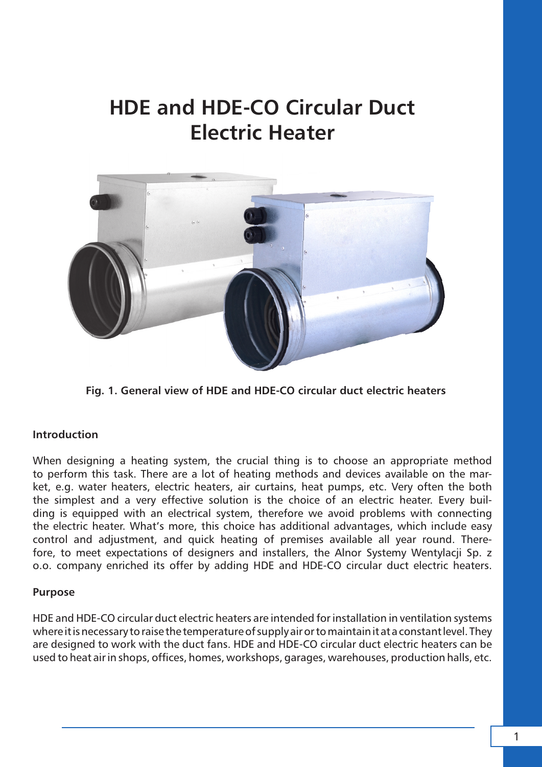# HDE and HDE-CO Circular Duct Electric Heater

Fig. 1. General view of HDE and HDE-CO circular duct electric heaters

**Introduction**

When designing a heating system, the crucial thing is to choose an appropriate method to perform this task. There are a lot of heating methods and devices available on the market, e.g. water heaters, electric heaters, air curtains, heat pumps, etc. Very often the both the simplest and a very effective solution is the choice of an electric heater. Every building is equipped with an electrical system, therefore we avoid problems with connecting the electric heater. What's more, this choice has additional advantages, which include easy control and adjustment, and quick heating of premises available all year round. Therefore, to meet expectations of designers and installers, the Alnor Systemy Wentylacji Sp. z o.o. company enriched its offer by adding HDE and HDE-CO circular duct electric heaters.

**Purpose**

HDE and HDE-CO circular duct electric heaters are intended for installation in ventilation systems where it is necessary to raise the temperature of supply air or to maintain it at a constant level. They are designed to work with the duct fans. HDE and HDE-CO circular duct electric heaters can be used to heat air in shops, offices, homes, workshops, garages, warehouses, production halls, etc.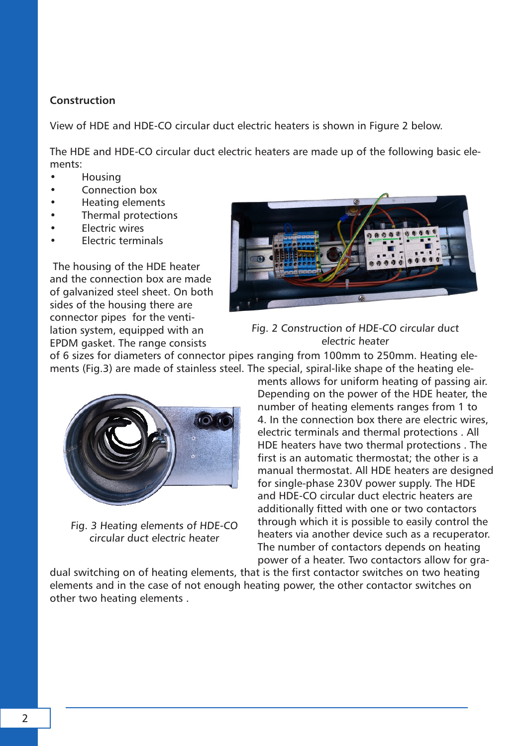## Construction

View of HDE and HDE-CO circular duct electric heaters is shown in Figure 2 below.

The HDE and HDE-CO circular duct electric heaters are made up of the following basic elements:

- Housing
- Connection box
- Heating elements
- Thermal protections
- Electric wires
- Electric terminals

The housing of the HDE heater and the connection box are made of galvanized steel sheet. On both sides of the housing there are connector pipes for the ventilation system, equipped with an EPDM gasket. The range consists of 6 sizes for diameters of connector pipes ranging from 100mm to 250mm. Heating elements (Fig.3) are made of stainless steel. The special, spiral-like shape of the heating elements allows for uniform heating of passing air. Depending on the power of the HDE heater, the number of heating elements ranges from 1 to 4. In the connection box there are electric wires, electric terminals and thermal protections . All HDE heaters have two thermal protections . The first is an automatic thermostat; the other is a manual thermostat. All HDE heaters are designed for single-phase 230V power supply. The HDE and HDE-CO circular duct electric heaters are additionally fitted with one or two contactors through which it is possible to easily control the heaters via another device such as a recuperator. The number of contactors depends on heating power of a heater. Two contactors allow for gradual switching on of heating elements, that is the first contactor switches on two heating elements and in the case of not enough heating power, the other contactor switches on other two heating elements .

*Fig. 2 Construction of HDE-CO circular duct electric heater*

*Fig. 3 Heating elements of HDE-CO circular duct electric heater*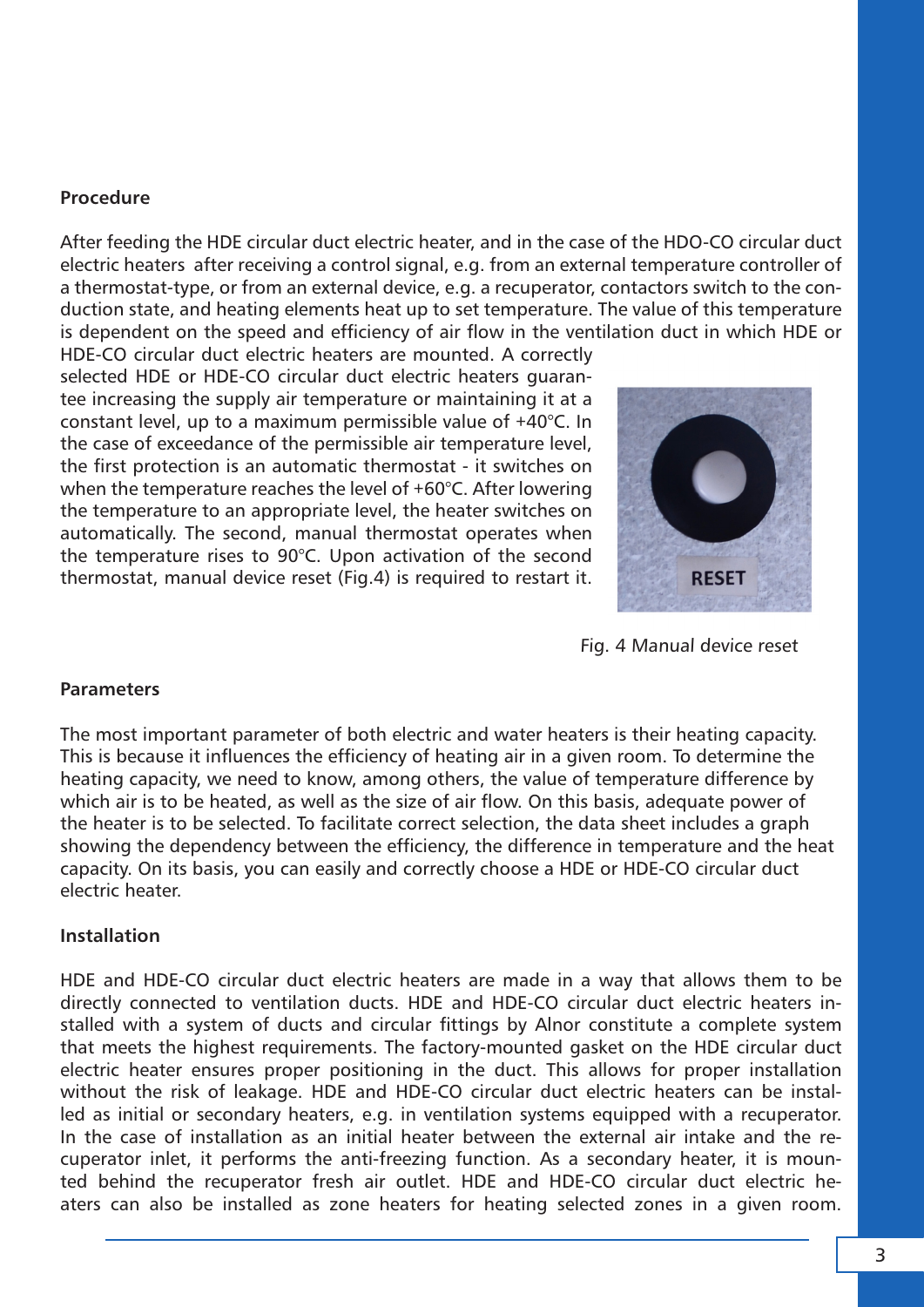**Procedure**

After feeding the HDE circular duct electric heater, and in the case of the HDO-CO circular duct electric heaters after receiving a control signal, e.g. from an external temperature controller of a thermostat-type, or from an external device, e.g. a recuperator, contactors switch to the conduction state, and heating elements heat up to set temperature. The value of this temperature is dependent on the speed and efficiency of air flow in the ventilation duct in which HDE or HDE-CO circular duct electric heaters are mounted. A correctly selected HDE or HDE-CO circular duct electric heaters guarantee increasing the supply air temperature or maintaining it at a constant level, up to a maximum permissible value of +40°C. In the case of exceedance of the permissible air temperature level, the first protection is an automatic thermostat - it switches on when the temperature reaches the level of +60°C. After lowering the temperature to an appropriate level, the heater switches on automatically. The second, manual thermostat operates when the temperature rises to 90°C. Upon activation of the second thermostat, manual device reset (Fig.4) is required to restart it.

RESET

Fig. 4 Manual device reset

**Parameters**

The most important parameter of both electric and water heaters is their heating capacity. This is because it influences the efficiency of heating air in a given room. To determine the heating capacity, we need to know, among others, the value of temperature difference by which air is to be heated, as well as the size of air flow. On this basis, adequate power of the heater is to be selected. To facilitate correct selection, the data sheet includes a graph showing the dependency between the efficiency, the difference in temperature and the heat capacity. On its basis, you can easily and correctly choose a HDE or HDE-CO circular duct electric heater.

**Installation**

HDE and HDE-CO circular duct electric heaters are made in a way that allows them to be directly connected to ventilation ducts. HDE and HDE-CO circular duct electric heaters installed with a system of ducts and circular fittings by Alnor constitute a complete system that meets the highest requirements. The factory-mounted gasket on the HDE circular duct electric heater ensures proper positioning in the duct. This allows for proper installation without the risk of leakage. HDE and HDE-CO circular duct electric heaters can be installed as initial or secondary heaters, e.g. in ventilation systems equipped with a recuperator. In the case of installation as an initial heater between the external air intake and the recuperator inlet, it performs the anti-freezing function. As a secondary heater, it is mounted behind the recuperator fresh air outlet. HDE and HDE-CO circular duct electric heaters can also be installed as zone heaters for heating selected zones in a given room.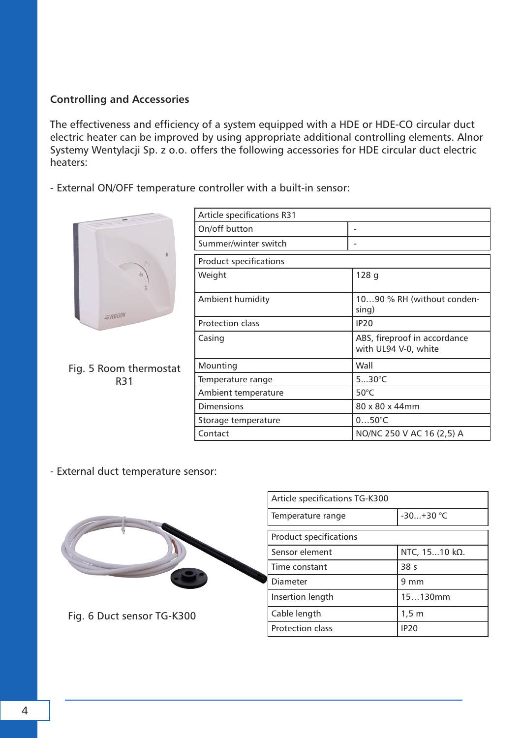### Controlling and Accessories

The effectiveness and efficiency of a system equipped with a HDE or HDE-CO circular duct electric heater can be improved by using appropriate additional controlling elements. Alnor Systemy Wentylacji Sp. z o.o. offers the following accessories for HDE circular duct electric heaters:

- External ON/OFF temperature controller with a built-in sensor:

Fig. 5 Room thermostat R31

| Article specifications R31 | |
|---|---|
| On/off button | - |
| Summer/winter switch | - |

| Product specifications | |
|---|---|
| Weight | 128 g |
| Ambient humidity | 10…90 % RH (without condensing) |
| Protection class | IP20 |
| Casing | ABS, fireproof in accordance with UL94 V-0, white |
| Mounting | Wall |
| Temperature range | 5...30°C |
| Ambient temperature | 50°C |
| Dimensions | 80 x 80 x 44mm |
| Storage temperature | 0…50°C |
| Contact | NO/NC 250 V AC 16 (2,5) A |

- External duct temperature sensor:

Fig. 6 Duct sensor TG-K300

| Article specifications TG-K300 | |
|---|---|
| Temperature range | -30...+30 °C |

| Product specifications | |
|---|---|
| Sensor element | NTC, 15...10 kΩ. |
| Time constant | 38 s |
| Diameter | 9 mm |
| Insertion length | 15…130mm |
| Cable length | 1,5 m |
| Protection class | IP20 |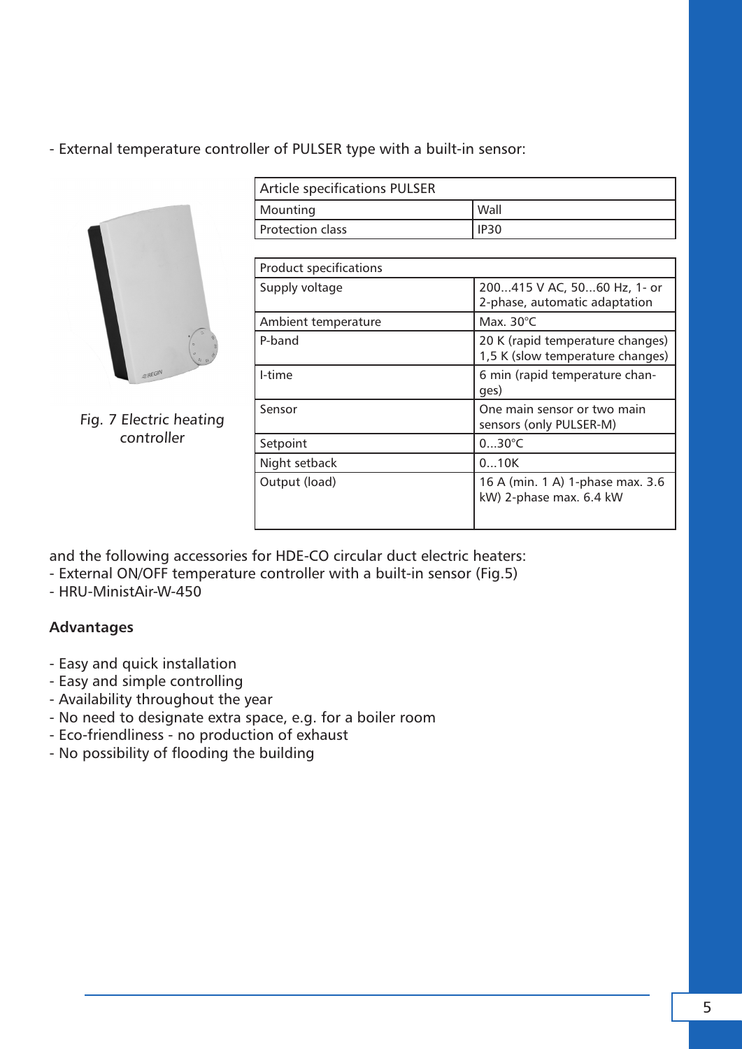- External temperature controller of PULSER type with a built-in sensor:

Fig. 7 Electric heating controller

| Article specifications PULSER | |
|---|---|
| Mounting | Wall |
| Protection class | IP30 |

| Product specifications | |
|---|---|
| Supply voltage | 200...415 V AC, 50...60 Hz, 1- or 2-phase, automatic adaptation |
| Ambient temperature | Max. 30°C |
| P-band | 20 K (rapid temperature changes) 1,5 K (slow temperature changes) |
| I-time | 6 min (rapid temperature changes) |
| Sensor | One main sensor or two main sensors (only PULSER-M) |
| Setpoint | 0...30°C |
| Night setback | 0...10K |
| Output (load) | 16 A (min. 1 A) 1-phase max. 3.6 kW) 2-phase max. 6.4 kW |

and the following accessories for HDE-CO circular duct electric heaters:
- External ON/OFF temperature controller with a built-in sensor (Fig.5)
- HRU-MinistAir-W-450

**Advantages**

- Easy and quick installation
- Easy and simple controlling
- Availability throughout the year
- No need to designate extra space, e.g. for a boiler room
- Eco-friendliness - no production of exhaust
- No possibility of flooding the building